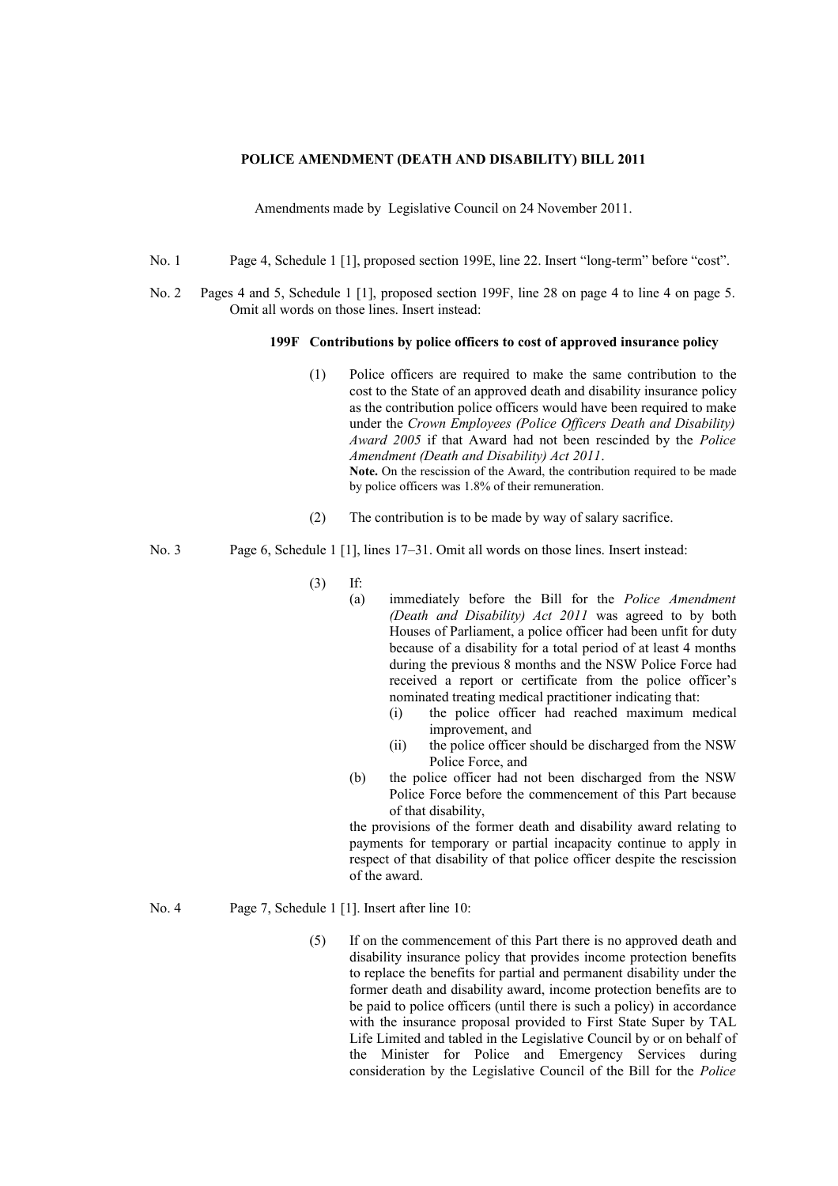**POLICE AMENDMENT (DEATH AND DISABILITY) BILL 2011**

Amendments made by Legislative Council on 24 November 2011.

No. 1 Page 4, Schedule 1 [1], proposed section 199E, line 22. Insert "long-term" before "cost".

No. 2 Pages 4 and 5, Schedule 1 [1], proposed section 199F, line 28 on page 4 to line 4 on page 5. Omit all words on those lines. Insert instead:

**199F Contributions by police officers to cost of approved insurance policy**

(1) Police officers are required to make the same contribution to the cost to the State of an approved death and disability insurance policy as the contribution police officers would have been required to make under the *Crown Employees (Police Officers Death and Disability) Award 2005* if that Award had not been rescinded by the *Police Amendment (Death and Disability) Act 2011*.

**Note.** On the rescission of the Award, the contribution required to be made by police officers was 1.8% of their remuneration.

(2) The contribution is to be made by way of salary sacrifice.

No. 3 Page 6, Schedule 1 [1], lines 17–31. Omit all words on those lines. Insert instead:

(3) If:

(a) immediately before the Bill for the *Police Amendment (Death and Disability) Act 2011* was agreed to by both Houses of Parliament, a police officer had been unfit for duty because of a disability for a total period of at least 4 months during the previous 8 months and the NSW Police Force had received a report or certificate from the police officer's nominated treating medical practitioner indicating that:

(i) the police officer had reached maximum medical improvement, and

(ii) the police officer should be discharged from the NSW Police Force, and

(b) the police officer had not been discharged from the NSW Police Force before the commencement of this Part because of that disability,

the provisions of the former death and disability award relating to payments for temporary or partial incapacity continue to apply in respect of that disability of that police officer despite the rescission of the award.

No. 4 Page 7, Schedule 1 [1]. Insert after line 10:

(5) If on the commencement of this Part there is no approved death and disability insurance policy that provides income protection benefits to replace the benefits for partial and permanent disability under the former death and disability award, income protection benefits are to be paid to police officers (until there is such a policy) in accordance with the insurance proposal provided to First State Super by TAL Life Limited and tabled in the Legislative Council by or on behalf of the Minister for Police and Emergency Services during consideration by the Legislative Council of the Bill for the *Police*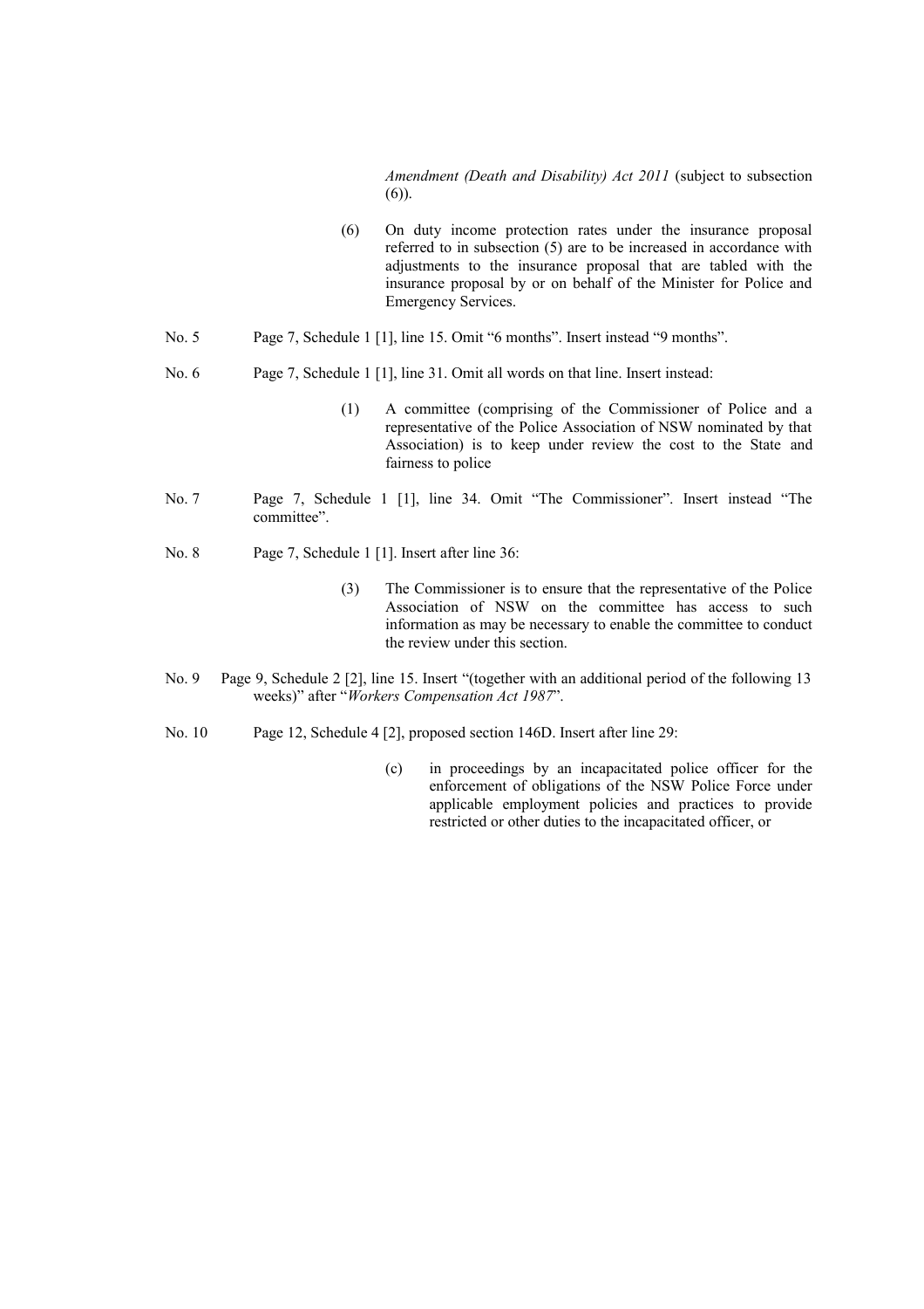*Amendment (Death and Disability) Act 2011* (subject to subsection (6)).

(6) On duty income protection rates under the insurance proposal referred to in subsection (5) are to be increased in accordance with adjustments to the insurance proposal that are tabled with the insurance proposal by or on behalf of the Minister for Police and Emergency Services.

No. 5 Page 7, Schedule 1 [1], line 15. Omit "6 months". Insert instead "9 months".

No. 6 Page 7, Schedule 1 [1], line 31. Omit all words on that line. Insert instead:

(1) A committee (comprising of the Commissioner of Police and a representative of the Police Association of NSW nominated by that Association) is to keep under review the cost to the State and fairness to police

No. 7 Page 7, Schedule 1 [1], line 34. Omit "The Commissioner". Insert instead "The committee".

No. 8 Page 7, Schedule 1 [1]. Insert after line 36:

(3) The Commissioner is to ensure that the representative of the Police Association of NSW on the committee has access to such information as may be necessary to enable the committee to conduct the review under this section.

No. 9 Page 9, Schedule 2 [2], line 15. Insert "(together with an additional period of the following 13 weeks)" after "*Workers Compensation Act 1987*".

No. 10 Page 12, Schedule 4 [2], proposed section 146D. Insert after line 29:

(c) in proceedings by an incapacitated police officer for the enforcement of obligations of the NSW Police Force under applicable employment policies and practices to provide restricted or other duties to the incapacitated officer, or